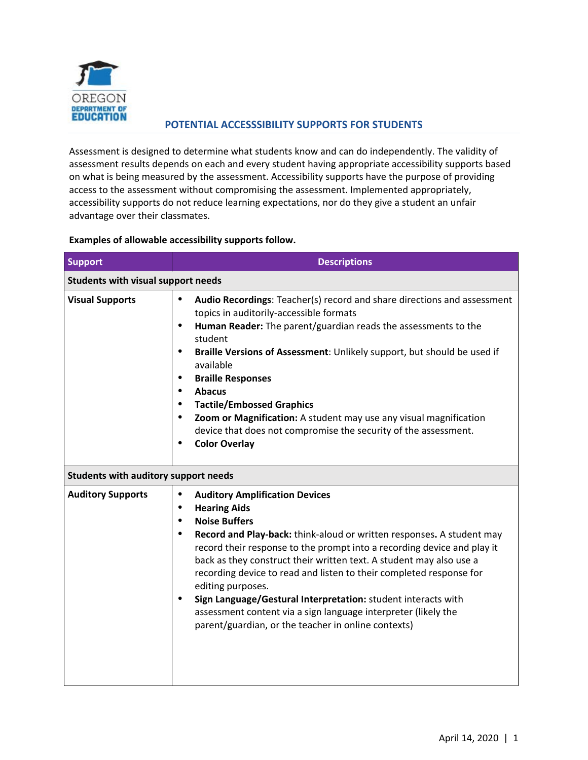OREGON DEPARTMENT OF EDUCATION

## POTENTIAL ACCESSSIBILITY SUPPORTS FOR STUDENTS

Assessment is designed to determine what students know and can do independently. The validity of assessment results depends on each and every student having appropriate accessibility supports based on what is being measured by the assessment. Accessibility supports have the purpose of providing access to the assessment without compromising the assessment. Implemented appropriately, accessibility supports do not reduce learning expectations, nor do they give a student an unfair advantage over their classmates.

**Examples of allowable accessibility supports follow.**

| Support | Descriptions |
|---|---|
| **Students with visual support needs** | |
| **Visual Supports** | • **Audio Recordings**: Teacher(s) record and share directions and assessment topics in auditorily-accessible formats<br>• **Human Reader:** The parent/guardian reads the assessments to the student<br>• **Braille Versions of Assessment**: Unlikely support, but should be used if available<br>• **Braille Responses**<br>• **Abacus**<br>• **Tactile/Embossed Graphics**<br>• **Zoom or Magnification:** A student may use any visual magnification device that does not compromise the security of the assessment.<br>• **Color Overlay** |
| **Students with auditory support needs** | |
| **Auditory Supports** | • **Auditory Amplification Devices**<br>• **Hearing Aids**<br>• **Noise Buffers**<br>• **Record and Play-back:** think-aloud or written responses**.** A student may record their response to the prompt into a recording device and play it back as they construct their written text. A student may also use a recording device to read and listen to their completed response for editing purposes.<br>• **Sign Language/Gestural Interpretation:** student interacts with assessment content via a sign language interpreter (likely the parent/guardian, or the teacher in online contexts) |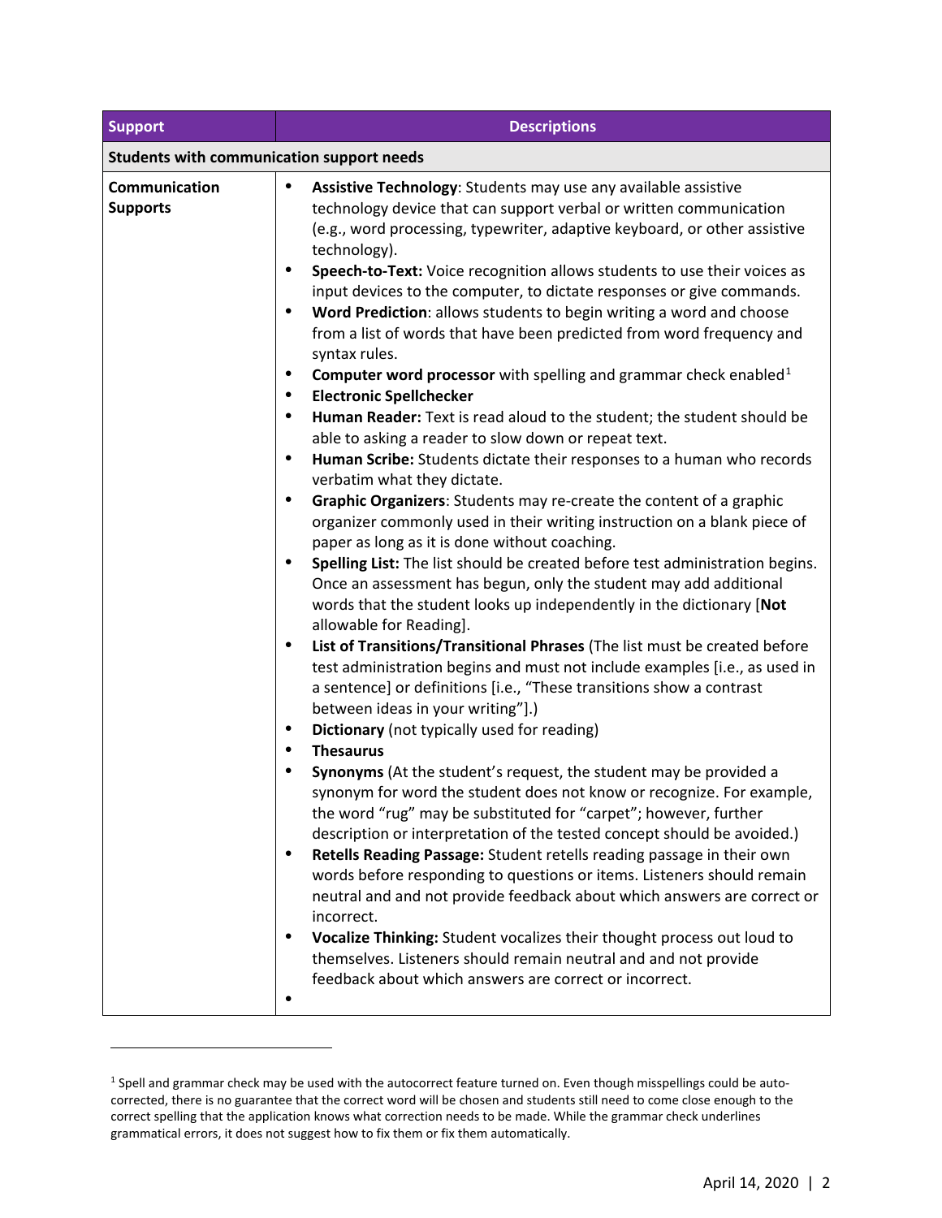| Support | Descriptions |
|---|---|
| **Students with communication support needs** | |
| **Communication Supports** | • **Assistive Technology**: Students may use any available assistive technology device that can support verbal or written communication (e.g., word processing, typewriter, adaptive keyboard, or other assistive technology).<br>• **Speech-to-Text:** Voice recognition allows students to use their voices as input devices to the computer, to dictate responses or give commands.<br>• **Word Prediction**: allows students to begin writing a word and choose from a list of words that have been predicted from word frequency and syntax rules.<br>• **Computer word processor** with spelling and grammar check enabled[1]<br>• **Electronic Spellchecker**<br>• **Human Reader:** Text is read aloud to the student; the student should be able to asking a reader to slow down or repeat text.<br>• **Human Scribe:** Students dictate their responses to a human who records verbatim what they dictate.<br>• **Graphic Organizers**: Students may re-create the content of a graphic organizer commonly used in their writing instruction on a blank piece of paper as long as it is done without coaching.<br>• **Spelling List:** The list should be created before test administration begins. Once an assessment has begun, only the student may add additional words that the student looks up independently in the dictionary [**Not** allowable for Reading].<br>• **List of Transitions/Transitional Phrases** (The list must be created before test administration begins and must not include examples [i.e., as used in a sentence] or definitions [i.e., "These transitions show a contrast between ideas in your writing"].)<br>• **Dictionary** (not typically used for reading)<br>• **Thesaurus**<br>• **Synonyms** (At the student's request, the student may be provided a synonym for word the student does not know or recognize. For example, the word "rug" may be substituted for "carpet"; however, further description or interpretation of the tested concept should be avoided.)<br>• **Retells Reading Passage:** Student retells reading passage in their own words before responding to questions or items. Listeners should remain neutral and and not provide feedback about which answers are correct or incorrect.<br>• **Vocalize Thinking:** Student vocalizes their thought process out loud to themselves. Listeners should remain neutral and and not provide feedback about which answers are correct or incorrect.<br>• |

[1] Spell and grammar check may be used with the autocorrect feature turned on. Even though misspellings could be auto-corrected, there is no guarantee that the correct word will be chosen and students still need to come close enough to the correct spelling that the application knows what correction needs to be made. While the grammar check underlines grammatical errors, it does not suggest how to fix them or fix them automatically.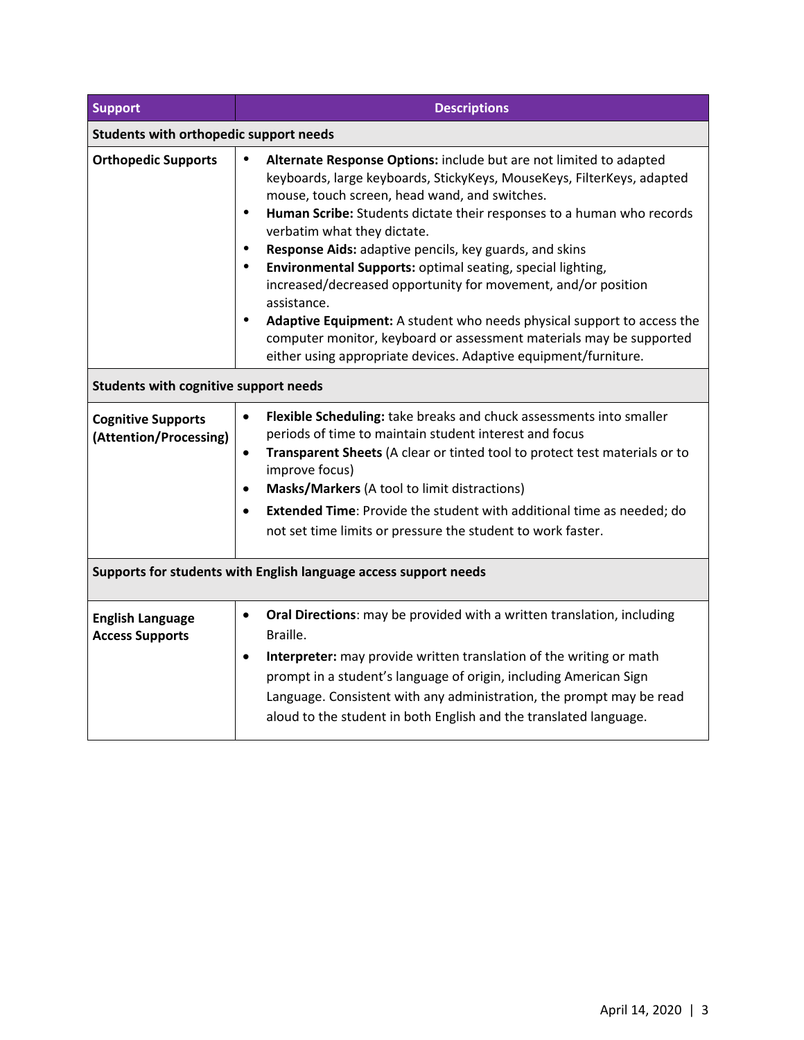| Support | Descriptions |
|---|---|
| **Students with orthopedic support needs** | |
| **Orthopedic Supports** | • **Alternate Response Options:** include but are not limited to adapted keyboards, large keyboards, StickyKeys, MouseKeys, FilterKeys, adapted mouse, touch screen, head wand, and switches.<br>• **Human Scribe:** Students dictate their responses to a human who records verbatim what they dictate.<br>• **Response Aids:** adaptive pencils, key guards, and skins<br>• **Environmental Supports:** optimal seating, special lighting, increased/decreased opportunity for movement, and/or position assistance.<br>• **Adaptive Equipment:** A student who needs physical support to access the computer monitor, keyboard or assessment materials may be supported either using appropriate devices. Adaptive equipment/furniture. |
| **Students with cognitive support needs** | |
| **Cognitive Supports (Attention/Processing)** | • **Flexible Scheduling:** take breaks and chuck assessments into smaller periods of time to maintain student interest and focus<br>• **Transparent Sheets** (A clear or tinted tool to protect test materials or to improve focus)<br>• **Masks/Markers** (A tool to limit distractions)<br>• **Extended Time**: Provide the student with additional time as needed; do not set time limits or pressure the student to work faster. |
| **Supports for students with English language access support needs** | |
| **English Language Access Supports** | • **Oral Directions**: may be provided with a written translation, including Braille.<br>• **Interpreter:** may provide written translation of the writing or math prompt in a student's language of origin, including American Sign Language. Consistent with any administration, the prompt may be read aloud to the student in both English and the translated language. |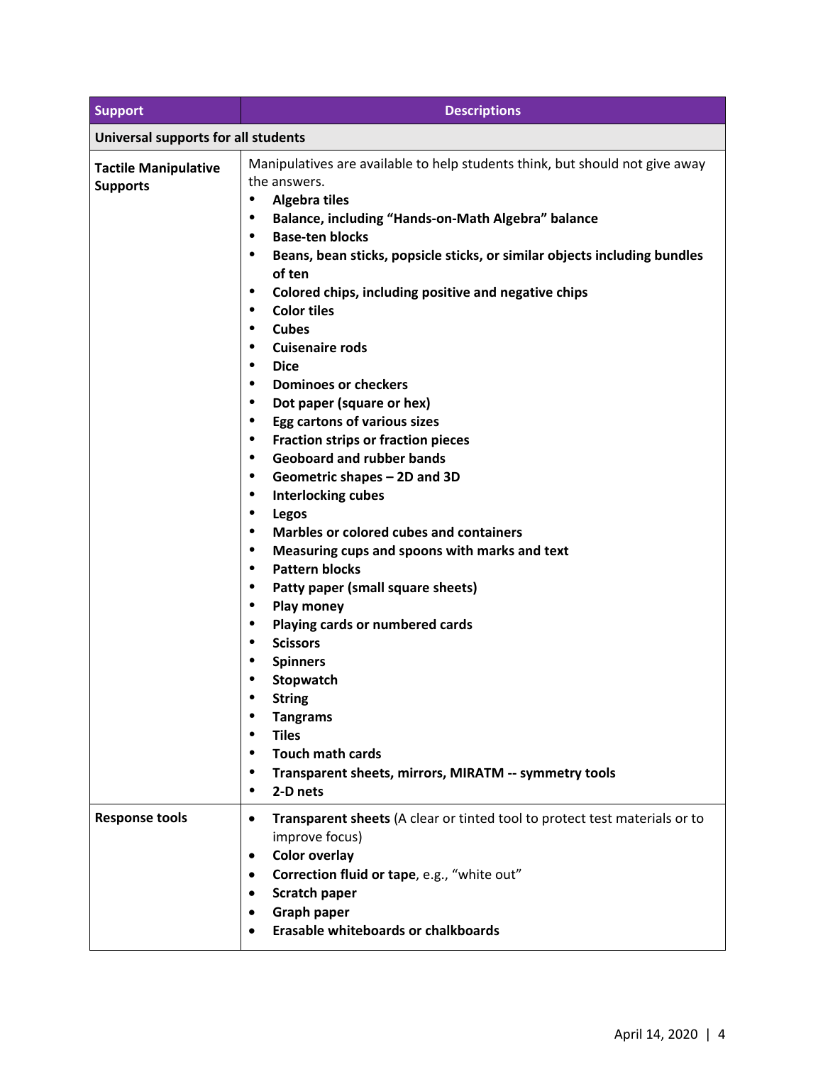| Support | Descriptions |
|---|---|
| **Universal supports for all students** | |
| **Tactile Manipulative Supports** | Manipulatives are available to help students think, but should not give away the answers.<br>• **Algebra tiles**<br>• **Balance, including "Hands-on-Math Algebra" balance**<br>• **Base-ten blocks**<br>• **Beans, bean sticks, popsicle sticks, or similar objects including bundles of ten**<br>• **Colored chips, including positive and negative chips**<br>• **Color tiles**<br>• **Cubes**<br>• **Cuisenaire rods**<br>• **Dice**<br>• **Dominoes or checkers**<br>• **Dot paper (square or hex)**<br>• **Egg cartons of various sizes**<br>• **Fraction strips or fraction pieces**<br>• **Geoboard and rubber bands**<br>• **Geometric shapes – 2D and 3D**<br>• **Interlocking cubes**<br>• **Legos**<br>• **Marbles or colored cubes and containers**<br>• **Measuring cups and spoons with marks and text**<br>• **Pattern blocks**<br>• **Patty paper (small square sheets)**<br>• **Play money**<br>• **Playing cards or numbered cards**<br>• **Scissors**<br>• **Spinners**<br>• **Stopwatch**<br>• **String**<br>• **Tangrams**<br>• **Tiles**<br>• **Touch math cards**<br>• **Transparent sheets, mirrors, MIRATM -- symmetry tools**<br>• **2-D nets** |
| **Response tools** | • **Transparent sheets** (A clear or tinted tool to protect test materials or to improve focus)<br>• **Color overlay**<br>• **Correction fluid or tape**, e.g., "white out"<br>• **Scratch paper**<br>• **Graph paper**<br>• **Erasable whiteboards or chalkboards** |